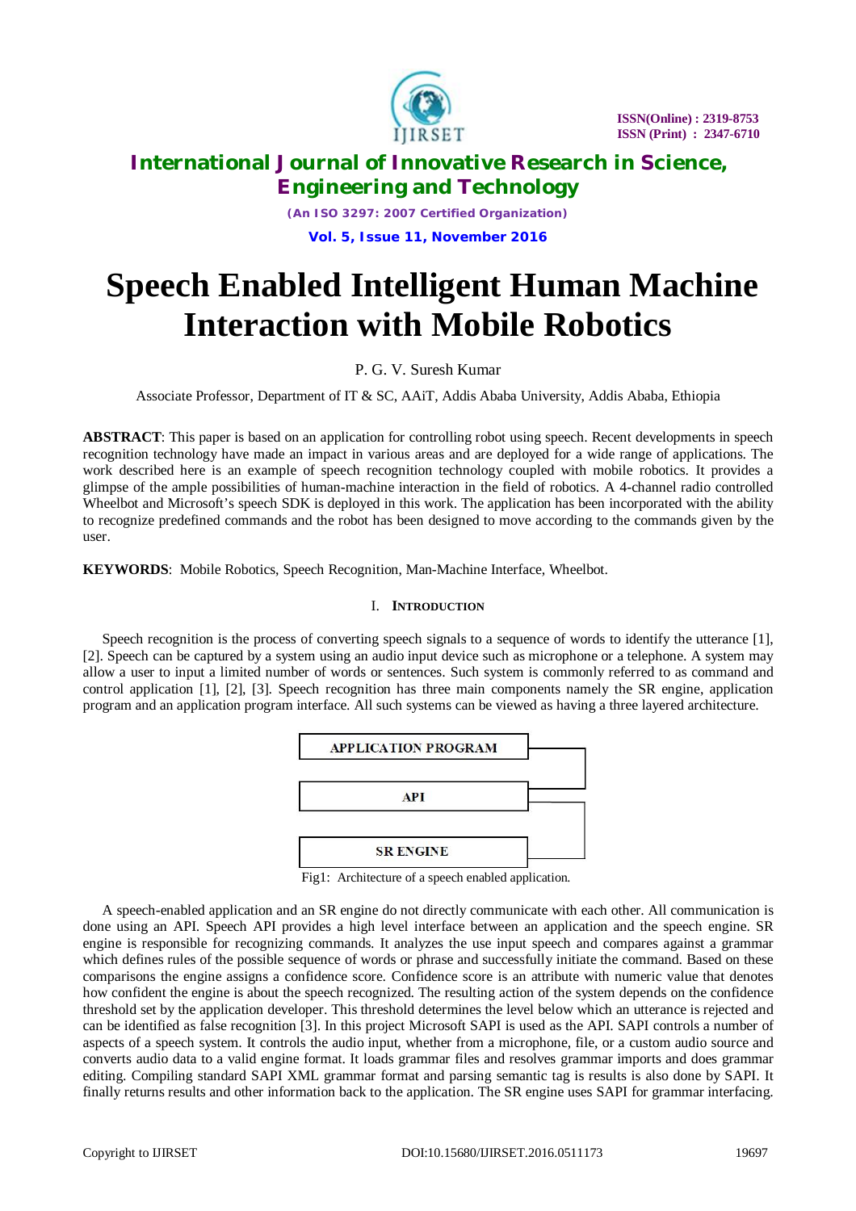# Speech Enabled Intelligent Human Machine Interaction with Mobile Robotics

P. G. V. Suresh Kumar

Associate Professor, Department of IT & SC, AAiT, Addis Ababa University, Addis Ababa, Ethiopia

**ABSTRACT**: This paper is based on an application for controlling robot using speech. Recent developments in speech recognition technology have made an impact in various areas and are deployed for a wide range of applications. The work described here is an example of speech recognition technology coupled with mobile robotics. It provides a glimpse of the ample possibilities of human-machine interaction in the field of robotics. A 4-channel radio controlled Wheelbot and Microsoft's speech SDK is deployed in this work. The application has been incorporated with the ability to recognize predefined commands and the robot has been designed to move according to the commands given by the user.

**KEYWORDS**: Mobile Robotics, Speech Recognition, Man-Machine Interface, Wheelbot.

## I. Introduction

Speech recognition is the process of converting speech signals to a sequence of words to identify the utterance [1], [2]. Speech can be captured by a system using an audio input device such as microphone or a telephone. A system may allow a user to input a limited number of words or sentences. Such system is commonly referred to as command and control application [1], [2], [3]. Speech recognition has three main components namely the SR engine, application program and an application program interface. All such systems can be viewed as having a three layered architecture.

APPLICATION PROGRAM

API

SR ENGINE

Fig1: Architecture of a speech enabled application.

A speech-enabled application and an SR engine do not directly communicate with each other. All communication is done using an API. Speech API provides a high level interface between an application and the speech engine. SR engine is responsible for recognizing commands. It analyzes the use input speech and compares against a grammar which defines rules of the possible sequence of words or phrase and successfully initiate the command. Based on these comparisons the engine assigns a confidence score. Confidence score is an attribute with numeric value that denotes how confident the engine is about the speech recognized. The resulting action of the system depends on the confidence threshold set by the application developer. This threshold determines the level below which an utterance is rejected and can be identified as false recognition [3]. In this project Microsoft SAPI is used as the API. SAPI controls a number of aspects of a speech system. It controls the audio input, whether from a microphone, file, or a custom audio source and converts audio data to a valid engine format. It loads grammar files and resolves grammar imports and does grammar editing. Compiling standard SAPI XML grammar format and parsing semantic tag is results is also done by SAPI. It finally returns results and other information back to the application. The SR engine uses SAPI for grammar interfacing.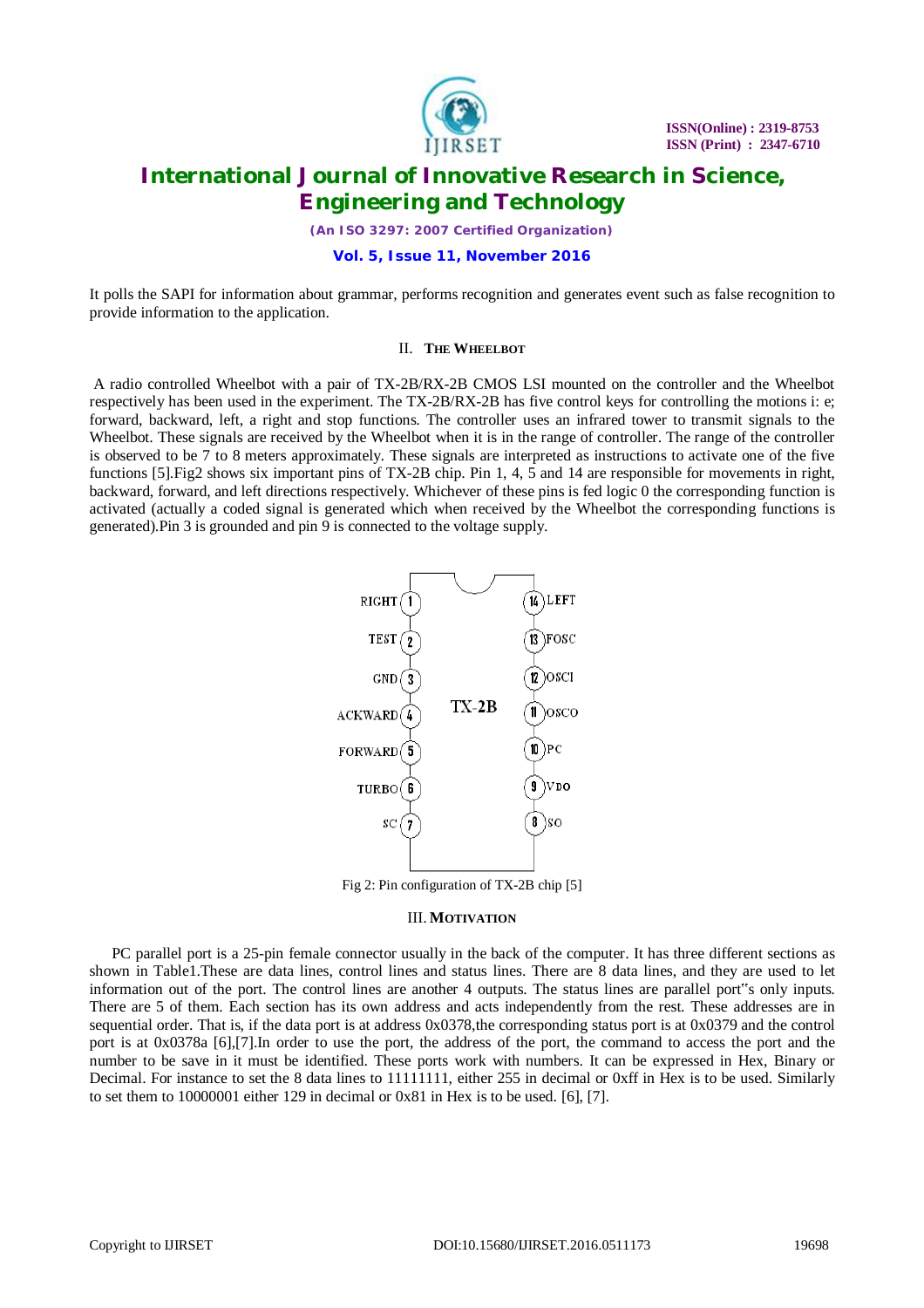It polls the SAPI for information about grammar, performs recognition and generates event such as false recognition to provide information to the application.

## II. The Wheelbot

A radio controlled Wheelbot with a pair of TX-2B/RX-2B CMOS LSI mounted on the controller and the Wheelbot respectively has been used in the experiment. The TX-2B/RX-2B has five control keys for controlling the motions i: e; forward, backward, left, a right and stop functions. The controller uses an infrared tower to transmit signals to the Wheelbot. These signals are received by the Wheelbot when it is in the range of controller. The range of the controller is observed to be 7 to 8 meters approximately. These signals are interpreted as instructions to activate one of the five functions [5].Fig2 shows six important pins of TX-2B chip. Pin 1, 4, 5 and 14 are responsible for movements in right, backward, forward, and left directions respectively. Whichever of these pins is fed logic 0 the corresponding function is activated (actually a coded signal is generated which when received by the Wheelbot the corresponding functions is generated).Pin 3 is grounded and pin 9 is connected to the voltage supply.

| Pin | Function | Pin | Function |
|---|---|---|---|
| 1 | RIGHT | 14 | LEFT |
| 2 | TEST | 13 | FOSC |
| 3 | GND | 12 | OSCI |
| 4 | ACKWARD | 11 | OSCO |
| 5 | FORWARD | 10 | PC |
| 6 | TURBO | 9 | VDO |
| 7 | SC | 8 | SO |

Fig 2: Pin configuration of TX-2B chip [5]

## III. Motivation

PC parallel port is a 25-pin female connector usually in the back of the computer. It has three different sections as shown in Table1.These are data lines, control lines and status lines. There are 8 data lines, and they are used to let information out of the port. The control lines are another 4 outputs. The status lines are parallel port"s only inputs. There are 5 of them. Each section has its own address and acts independently from the rest. These addresses are in sequential order. That is, if the data port is at address 0x0378,the corresponding status port is at 0x0379 and the control port is at 0x0378a [6],[7].In order to use the port, the address of the port, the command to access the port and the number to be save in it must be identified. These ports work with numbers. It can be expressed in Hex, Binary or Decimal. For instance to set the 8 data lines to 11111111, either 255 in decimal or 0xff in Hex is to be used. Similarly to set them to 10000001 either 129 in decimal or 0x81 in Hex is to be used. [6], [7].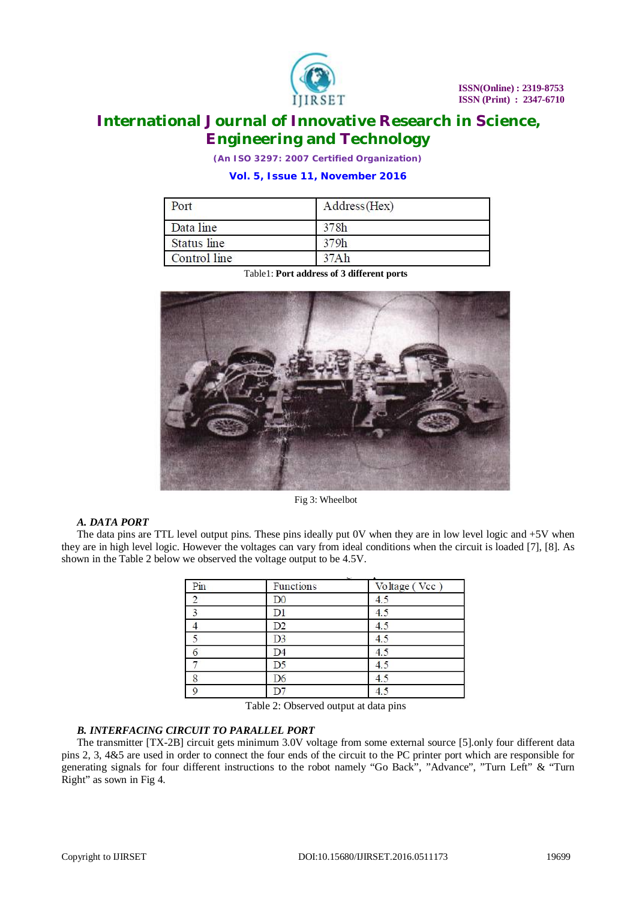| Port | Address(Hex) |
| --- | --- |
| Data line | 378h |
| Status line | 379h |
| Control line | 37Ah |

Table1: **Port address of 3 different ports**

Fig 3: Wheelbot

### *A. DATA PORT*

The data pins are TTL level output pins. These pins ideally put 0V when they are in low level logic and +5V when they are in high level logic. However the voltages can vary from ideal conditions when the circuit is loaded [7], [8]. As shown in the Table 2 below we observed the voltage output to be 4.5V.

| Pin | Functions | Voltage ( Vcc ) |
| --- | --- | --- |
| 2 | D0 | 4.5 |
| 3 | D1 | 4.5 |
| 4 | D2 | 4.5 |
| 5 | D3 | 4.5 |
| 6 | D4 | 4.5 |
| 7 | D5 | 4.5 |
| 8 | D6 | 4.5 |
| 9 | D7 | 4.5 |

Table 2: Observed output at data pins

### *B. INTERFACING CIRCUIT TO PARALLEL PORT*

The transmitter [TX-2B] circuit gets minimum 3.0V voltage from some external source [5].only four different data pins 2, 3, 4&5 are used in order to connect the four ends of the circuit to the PC printer port which are responsible for generating signals for four different instructions to the robot namely "Go Back", "Advance", "Turn Left" & "Turn Right" as sown in Fig 4.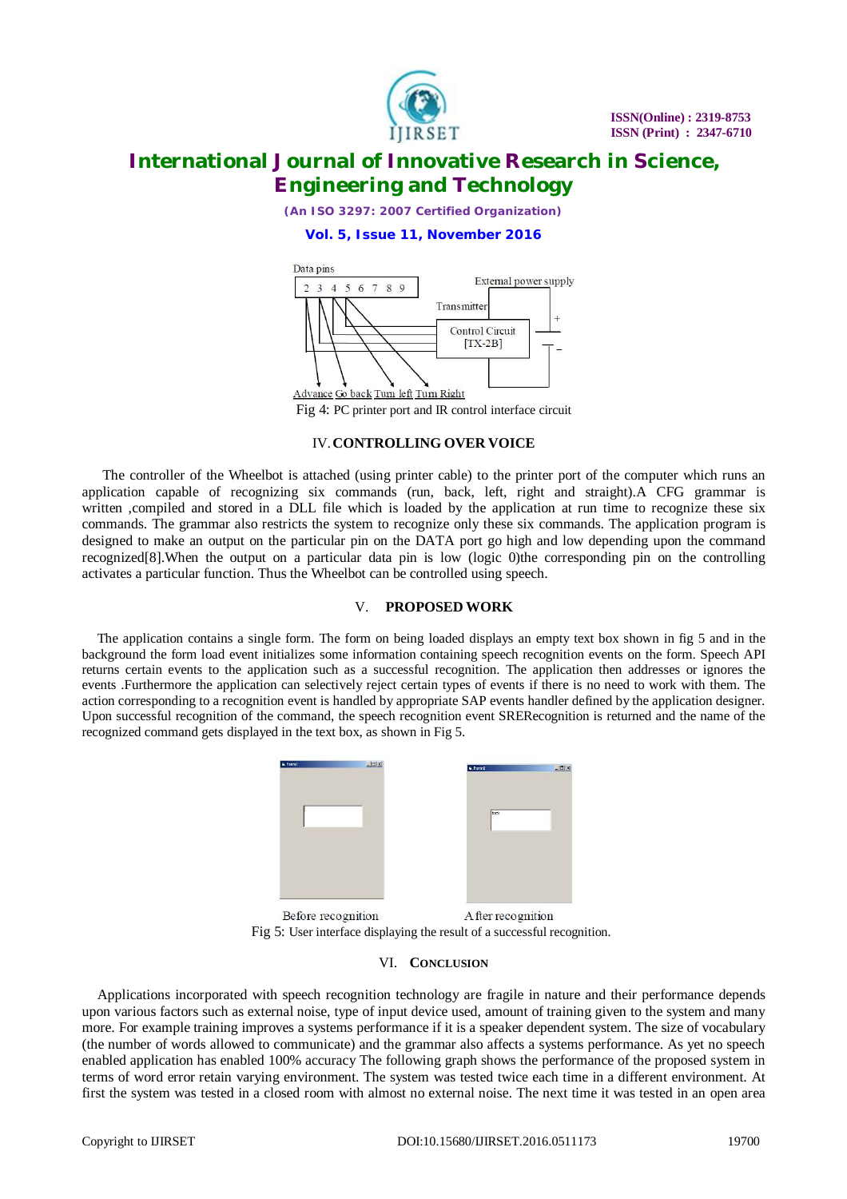Fig 4: PC printer port and IR control interface circuit

## IV. CONTROLLING OVER VOICE

The controller of the Wheelbot is attached (using printer cable) to the printer port of the computer which runs an application capable of recognizing six commands (run, back, left, right and straight).A CFG grammar is written ,compiled and stored in a DLL file which is loaded by the application at run time to recognize these six commands. The grammar also restricts the system to recognize only these six commands. The application program is designed to make an output on the particular pin on the DATA port go high and low depending upon the command recognized[8].When the output on a particular data pin is low (logic 0)the corresponding pin on the controlling activates a particular function. Thus the Wheelbot can be controlled using speech.

## V. PROPOSED WORK

The application contains a single form. The form on being loaded displays an empty text box shown in fig 5 and in the background the form load event initializes some information containing speech recognition events on the form. Speech API returns certain events to the application such as a successful recognition. The application then addresses or ignores the events .Furthermore the application can selectively reject certain types of events if there is no need to work with them. The action corresponding to a recognition event is handled by appropriate SAP events handler defined by the application designer. Upon successful recognition of the command, the speech recognition event SRERecognition is returned and the name of the recognized command gets displayed in the text box, as shown in Fig 5.

Before recognition After recognition

Fig 5: User interface displaying the result of a successful recognition.

## VI. CONCLUSION

Applications incorporated with speech recognition technology are fragile in nature and their performance depends upon various factors such as external noise, type of input device used, amount of training given to the system and many more. For example training improves a systems performance if it is a speaker dependent system. The size of vocabulary (the number of words allowed to communicate) and the grammar also affects a systems performance. As yet no speech enabled application has enabled 100% accuracy The following graph shows the performance of the proposed system in terms of word error retain varying environment. The system was tested twice each time in a different environment. At first the system was tested in a closed room with almost no external noise. The next time it was tested in an open area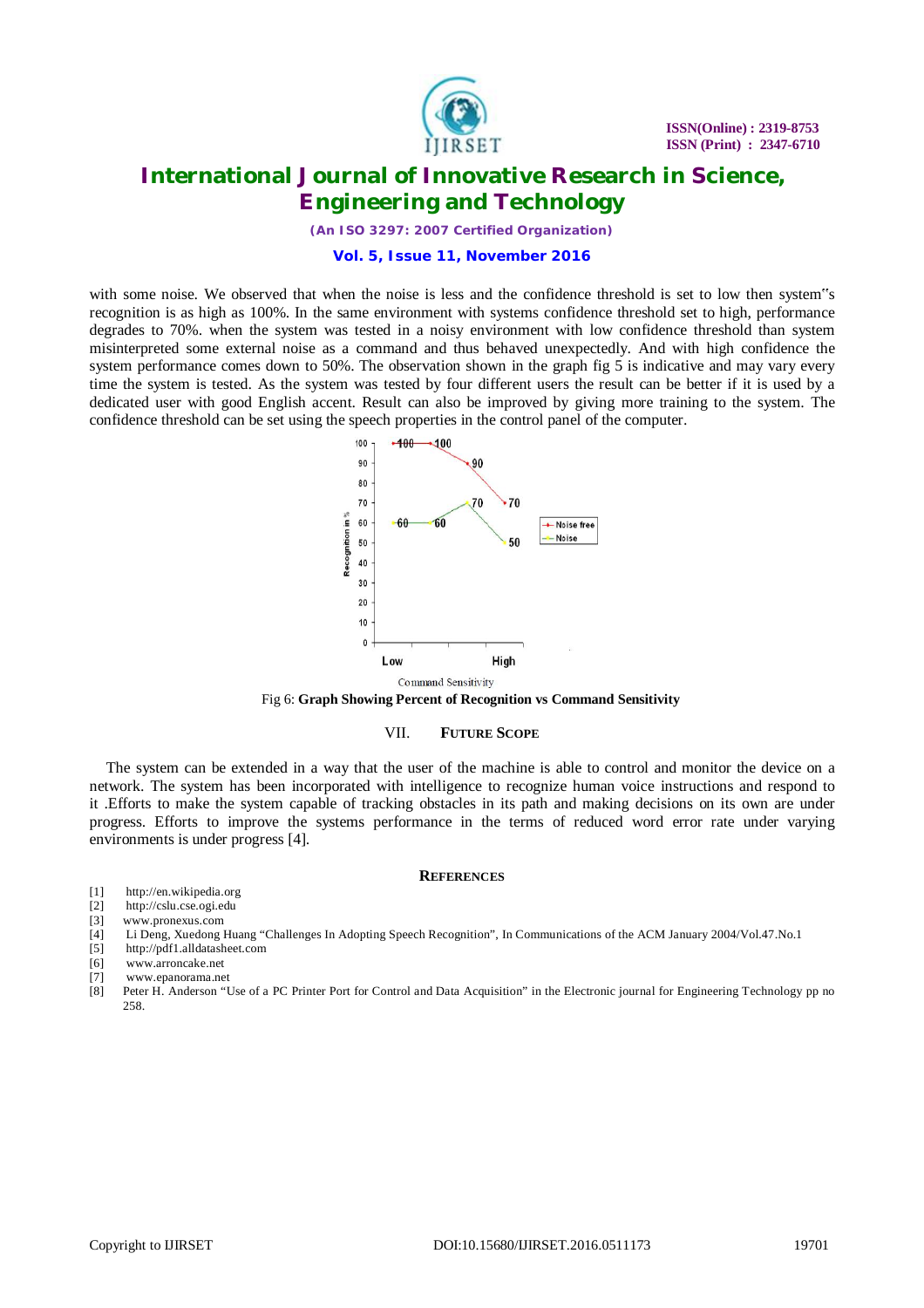with some noise. We observed that when the noise is less and the confidence threshold is set to low then system"s recognition is as high as 100%. In the same environment with systems confidence threshold set to high, performance degrades to 70%. when the system was tested in a noisy environment with low confidence threshold than system misinterpreted some external noise as a command and thus behaved unexpectedly. And with high confidence the system performance comes down to 50%. The observation shown in the graph fig 5 is indicative and may vary every time the system is tested. As the system was tested by four different users the result can be better if it is used by a dedicated user with good English accent. Result can also be improved by giving more training to the system. The confidence threshold can be set using the speech properties in the control panel of the computer.

Recognition in %

100
90
80
70
60
50
40
30
20
10
0

100 100 90 70
60 60 70 50

Noise free
Noise

Low
High

Command Sensitivity

Fig 6: **Graph Showing Percent of Recognition vs Command Sensitivity**

## VII. FUTURE SCOPE

The system can be extended in a way that the user of the machine is able to control and monitor the device on a network. The system has been incorporated with intelligence to recognize human voice instructions and respond to it .Efforts to make the system capable of tracking obstacles in its path and making decisions on its own are under progress. Efforts to improve the systems performance in the terms of reduced word error rate under varying environments is under progress [4].

## REFERENCES

[1] http://en.wikipedia.org
[2] http://cslu.cse.ogi.edu
[3] www.pronexus.com
[4] Li Deng, Xuedong Huang "Challenges In Adopting Speech Recognition", In Communications of the ACM January 2004/Vol.47.No.1
[5] http://pdf1.alldatasheet.com
[6] www.arroncake.net
[7] www.epanorama.net
[8] Peter H. Anderson "Use of a PC Printer Port for Control and Data Acquisition" in the Electronic journal for Engineering Technology pp no 258.